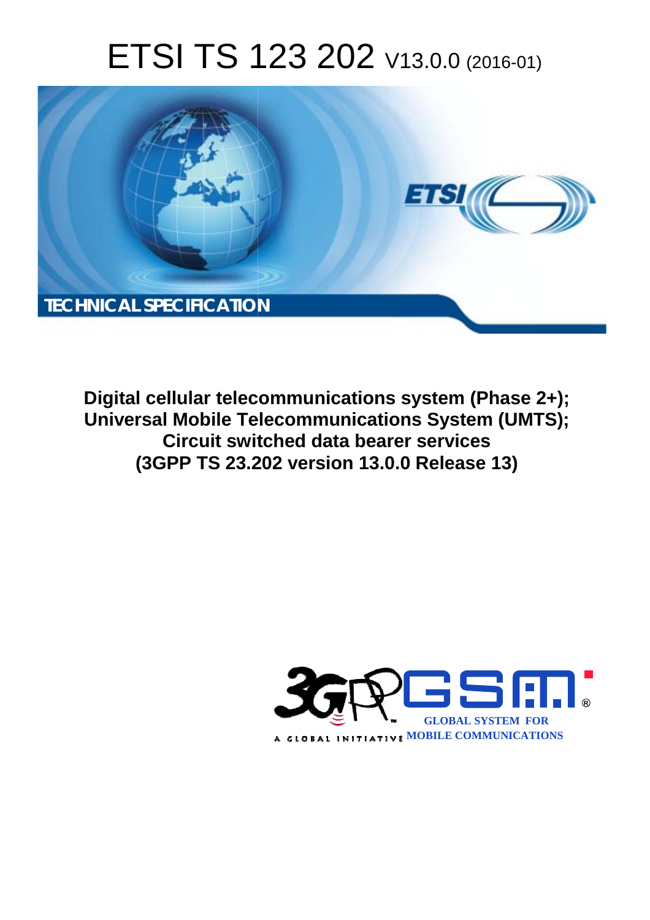# ETSI TS 123 202 V13.0.0 (2016-01)

TECHNICAL SPECIFICATION

**Digital cellular telecommunications system (Phase 2+);**
**Universal Mobile Telecommunications System (UMTS);**
**Circuit switched data bearer services**
**(3GPP TS 23.202 version 13.0.0 Release 13)**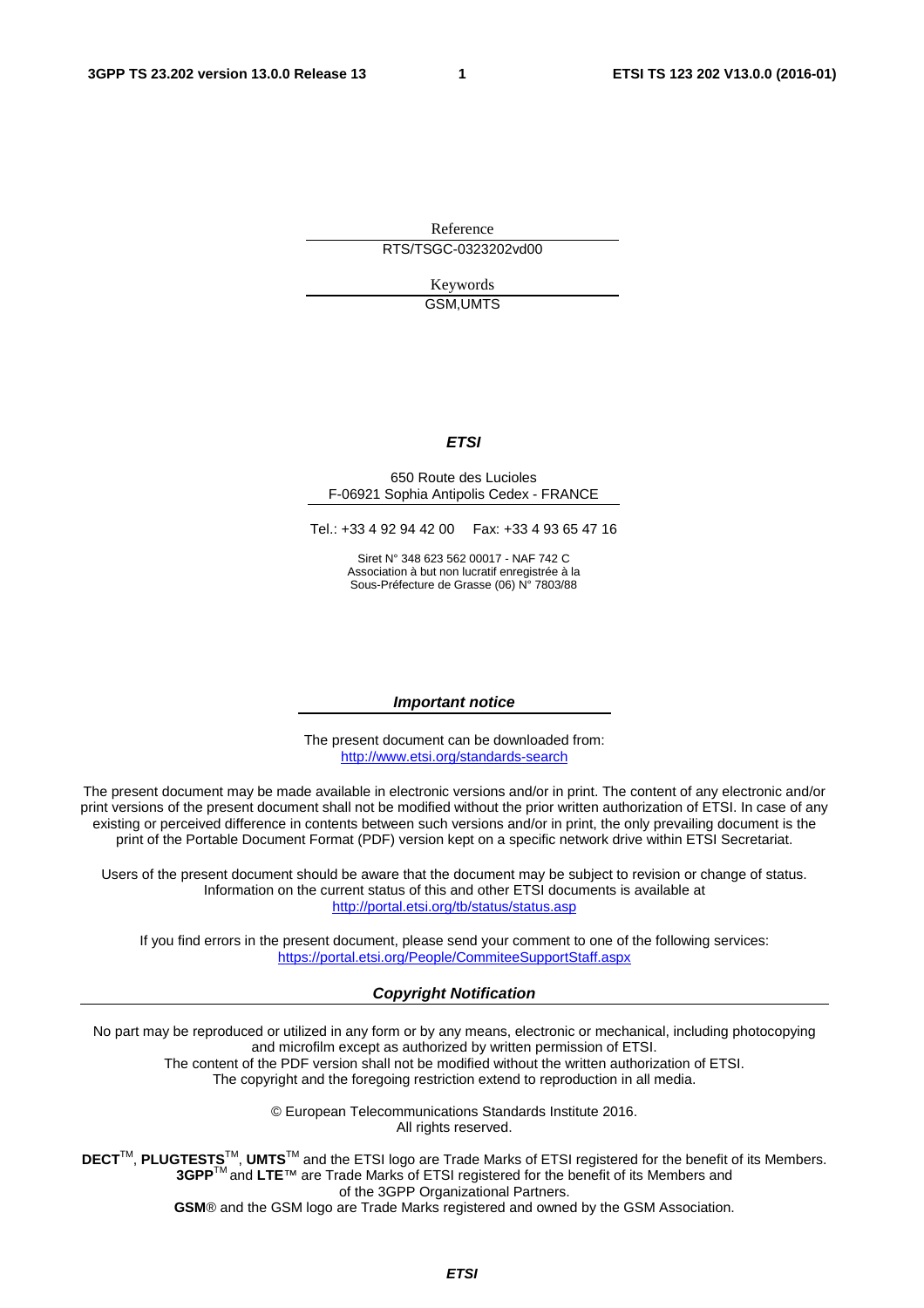Reference

RTS/TSGC-0323202vd00

Keywords

GSM,UMTS

***ETSI***

650 Route des Lucioles
F-06921 Sophia Antipolis Cedex - FRANCE

Tel.: +33 4 92 94 42 00 Fax: +33 4 93 65 47 16

Siret N° 348 623 562 00017 - NAF 742 C
Association à but non lucratif enregistrée à la
Sous-Préfecture de Grasse (06) N° 7803/88

***Important notice***

The present document can be downloaded from:
http://www.etsi.org/standards-search

The present document may be made available in electronic versions and/or in print. The content of any electronic and/or print versions of the present document shall not be modified without the prior written authorization of ETSI. In case of any existing or perceived difference in contents between such versions and/or in print, the only prevailing document is the print of the Portable Document Format (PDF) version kept on a specific network drive within ETSI Secretariat.

Users of the present document should be aware that the document may be subject to revision or change of status. Information on the current status of this and other ETSI documents is available at
http://portal.etsi.org/tb/status/status.asp

If you find errors in the present document, please send your comment to one of the following services:
https://portal.etsi.org/People/CommiteeSupportStaff.aspx

***Copyright Notification***

No part may be reproduced or utilized in any form or by any means, electronic or mechanical, including photocopying and microfilm except as authorized by written permission of ETSI.
The content of the PDF version shall not be modified without the written authorization of ETSI.
The copyright and the foregoing restriction extend to reproduction in all media.

© European Telecommunications Standards Institute 2016.
All rights reserved.

**DECT**™, **PLUGTESTS**™, **UMTS**™ and the ETSI logo are Trade Marks of ETSI registered for the benefit of its Members.
**3GPP**™ and **LTE**™ are Trade Marks of ETSI registered for the benefit of its Members and of the 3GPP Organizational Partners.
**GSM**® and the GSM logo are Trade Marks registered and owned by the GSM Association.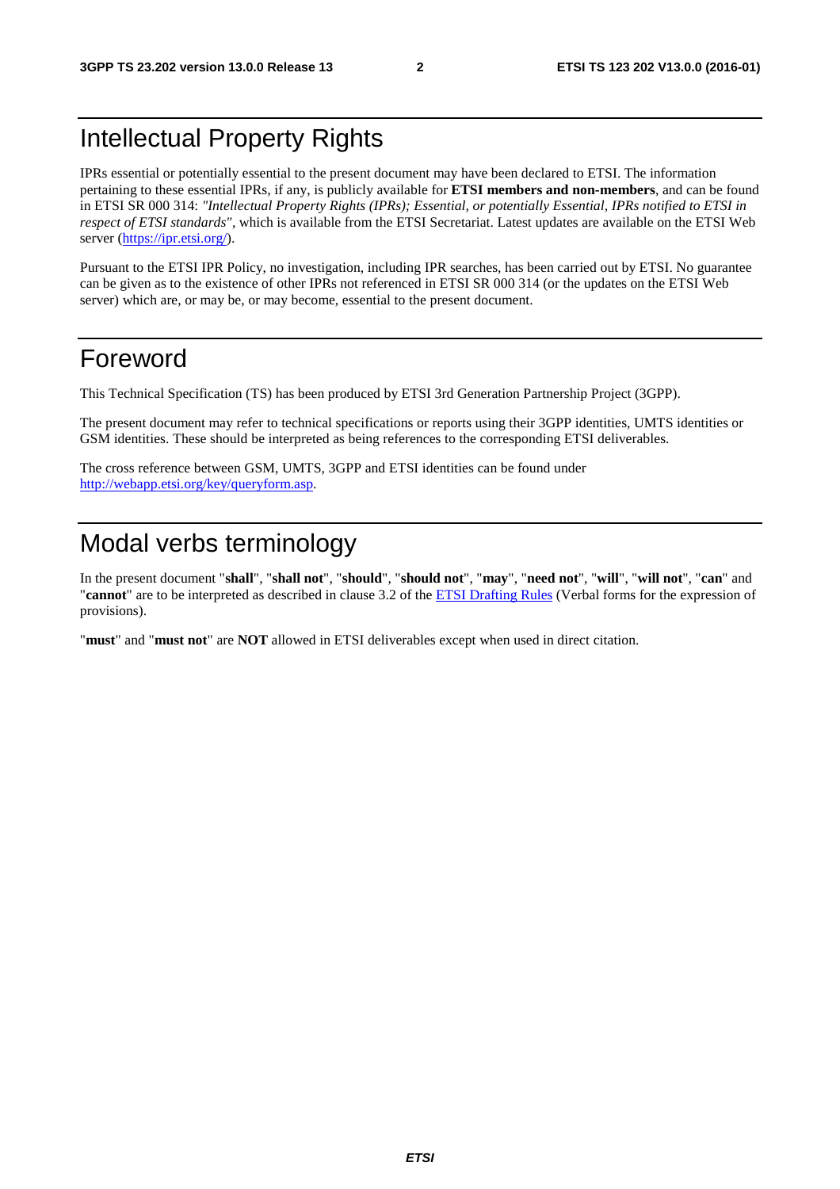# Intellectual Property Rights

IPRs essential or potentially essential to the present document may have been declared to ETSI. The information pertaining to these essential IPRs, if any, is publicly available for **ETSI members and non-members**, and can be found in ETSI SR 000 314: *"Intellectual Property Rights (IPRs); Essential, or potentially Essential, IPRs notified to ETSI in respect of ETSI standards"*, which is available from the ETSI Secretariat. Latest updates are available on the ETSI Web server (https://ipr.etsi.org/).

Pursuant to the ETSI IPR Policy, no investigation, including IPR searches, has been carried out by ETSI. No guarantee can be given as to the existence of other IPRs not referenced in ETSI SR 000 314 (or the updates on the ETSI Web server) which are, or may be, or may become, essential to the present document.

# Foreword

This Technical Specification (TS) has been produced by ETSI 3rd Generation Partnership Project (3GPP).

The present document may refer to technical specifications or reports using their 3GPP identities, UMTS identities or GSM identities. These should be interpreted as being references to the corresponding ETSI deliverables.

The cross reference between GSM, UMTS, 3GPP and ETSI identities can be found under http://webapp.etsi.org/key/queryform.asp.

# Modal verbs terminology

In the present document "**shall**", "**shall not**", "**should**", "**should not**", "**may**", "**need not**", "**will**", "**will not**", "**can**" and "**cannot**" are to be interpreted as described in clause 3.2 of the ETSI Drafting Rules (Verbal forms for the expression of provisions).

"**must**" and "**must not**" are **NOT** allowed in ETSI deliverables except when used in direct citation.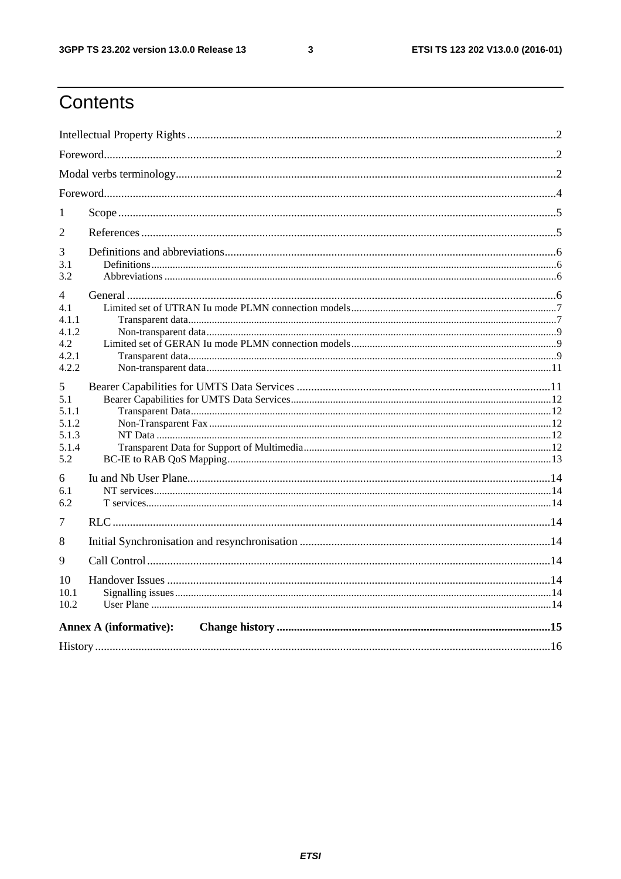# Contents

Intellectual Property Rights ..... 2
Foreword..... 2
Modal verbs terminology..... 2
Foreword..... 4
1 Scope ..... 5
2 References ..... 5
3 Definitions and abbreviations..... 6
3.1 Definitions..... 6
3.2 Abbreviations ..... 6
4 General ..... 6
4.1 Limited set of UTRAN Iu mode PLMN connection models..... 7
4.1.1 Transparent data..... 7
4.1.2 Non-transparent data..... 9
4.2 Limited set of GERAN Iu mode PLMN connection models..... 9
4.2.1 Transparent data..... 9
4.2.2 Non-transparent data..... 11
5 Bearer Capabilities for UMTS Data Services ..... 11
5.1 Bearer Capabilities for UMTS Data Services..... 12
5.1.1 Transparent Data..... 12
5.1.2 Non-Transparent Fax ..... 12
5.1.3 NT Data ..... 12
5.1.4 Transparent Data for Support of Multimedia..... 12
5.2 BC-IE to RAB QoS Mapping..... 13
6 Iu and Nb User Plane..... 14
6.1 NT services..... 14
6.2 T services..... 14
7 RLC ..... 14
8 Initial Synchronisation and resynchronisation ..... 14
9 Call Control..... 14
10 Handover Issues ..... 14
10.1 Signalling issues..... 14
10.2 User Plane ..... 14
**Annex A (informative): Change history ..... 15**
History ..... 16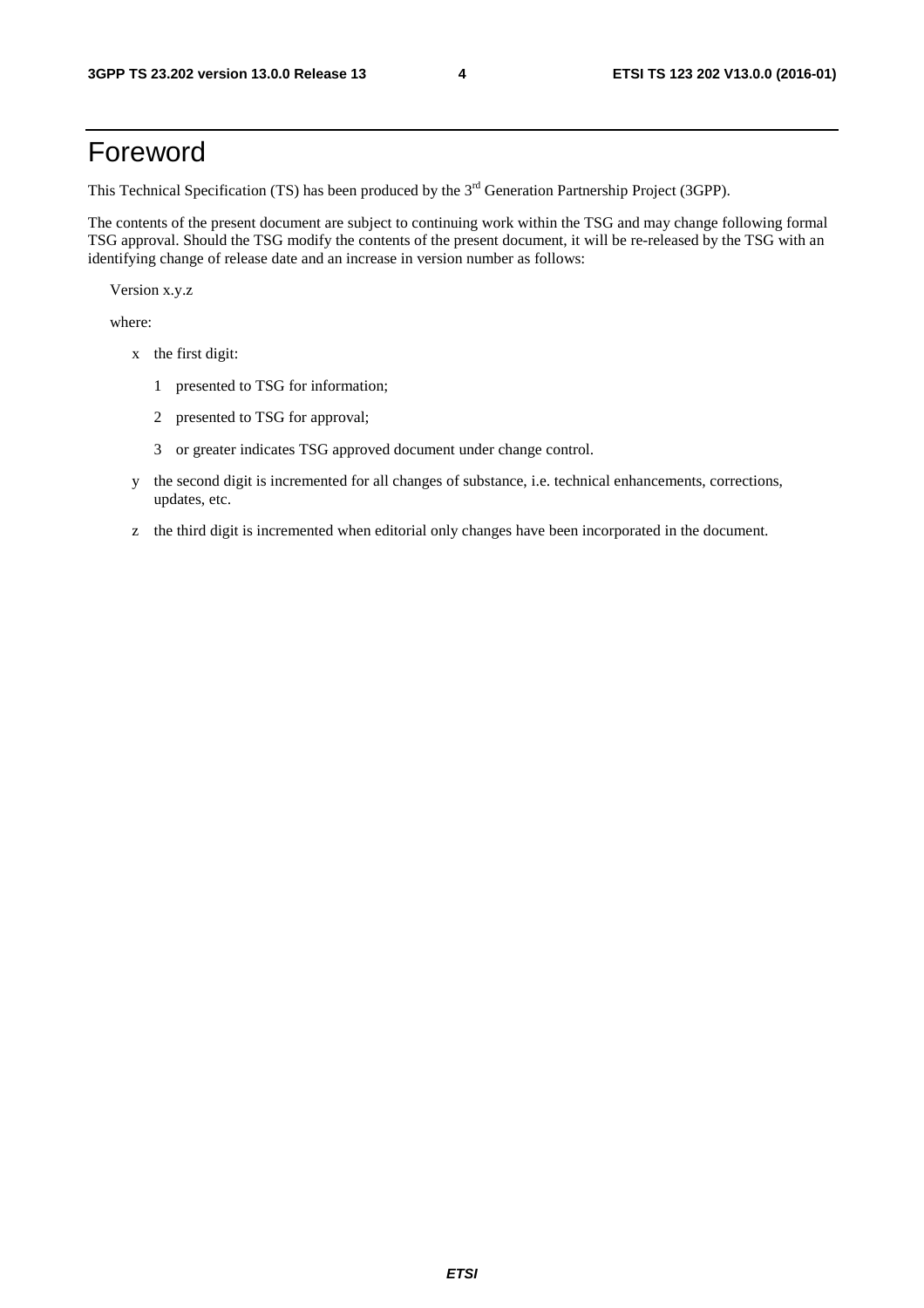# Foreword

This Technical Specification (TS) has been produced by the 3rd Generation Partnership Project (3GPP).

The contents of the present document are subject to continuing work within the TSG and may change following formal TSG approval. Should the TSG modify the contents of the present document, it will be re-released by the TSG with an identifying change of release date and an increase in version number as follows:

Version x.y.z

where:

- x the first digit:
  - 1 presented to TSG for information;
  - 2 presented to TSG for approval;
  - 3 or greater indicates TSG approved document under change control.
- y the second digit is incremented for all changes of substance, i.e. technical enhancements, corrections, updates, etc.
- z the third digit is incremented when editorial only changes have been incorporated in the document.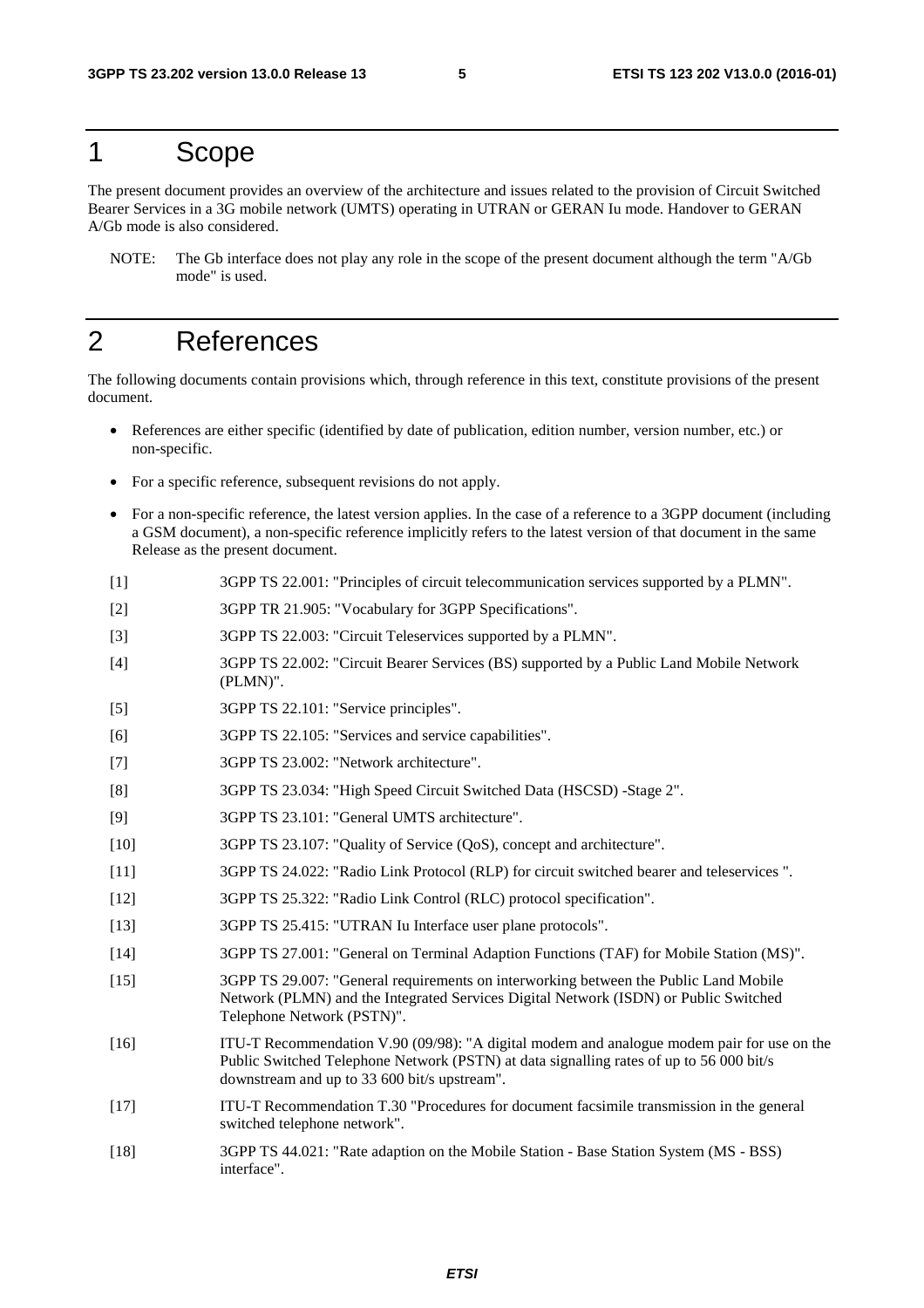# 1 Scope

The present document provides an overview of the architecture and issues related to the provision of Circuit Switched Bearer Services in a 3G mobile network (UMTS) operating in UTRAN or GERAN Iu mode. Handover to GERAN A/Gb mode is also considered.

NOTE: The Gb interface does not play any role in the scope of the present document although the term "A/Gb mode" is used.

# 2 References

The following documents contain provisions which, through reference in this text, constitute provisions of the present document.

- References are either specific (identified by date of publication, edition number, version number, etc.) or non-specific.
- For a specific reference, subsequent revisions do not apply.
- For a non-specific reference, the latest version applies. In the case of a reference to a 3GPP document (including a GSM document), a non-specific reference implicitly refers to the latest version of that document in the same Release as the present document.

[1] 3GPP TS 22.001: "Principles of circuit telecommunication services supported by a PLMN".

[2] 3GPP TR 21.905: "Vocabulary for 3GPP Specifications".

[3] 3GPP TS 22.003: "Circuit Teleservices supported by a PLMN".

[4] 3GPP TS 22.002: "Circuit Bearer Services (BS) supported by a Public Land Mobile Network (PLMN)".

[5] 3GPP TS 22.101: "Service principles".

[6] 3GPP TS 22.105: "Services and service capabilities".

[7] 3GPP TS 23.002: "Network architecture".

[8] 3GPP TS 23.034: "High Speed Circuit Switched Data (HSCSD) -Stage 2".

[9] 3GPP TS 23.101: "General UMTS architecture".

[10] 3GPP TS 23.107: "Quality of Service (QoS), concept and architecture".

[11] 3GPP TS 24.022: "Radio Link Protocol (RLP) for circuit switched bearer and teleservices ".

[12] 3GPP TS 25.322: "Radio Link Control (RLC) protocol specification".

[13] 3GPP TS 25.415: "UTRAN Iu Interface user plane protocols".

[14] 3GPP TS 27.001: "General on Terminal Adaption Functions (TAF) for Mobile Station (MS)".

[15] 3GPP TS 29.007: "General requirements on interworking between the Public Land Mobile Network (PLMN) and the Integrated Services Digital Network (ISDN) or Public Switched Telephone Network (PSTN)".

[16] ITU-T Recommendation V.90 (09/98): "A digital modem and analogue modem pair for use on the Public Switched Telephone Network (PSTN) at data signalling rates of up to 56 000 bit/s downstream and up to 33 600 bit/s upstream".

[17] ITU-T Recommendation T.30 "Procedures for document facsimile transmission in the general switched telephone network".

[18] 3GPP TS 44.021: "Rate adaption on the Mobile Station - Base Station System (MS - BSS) interface".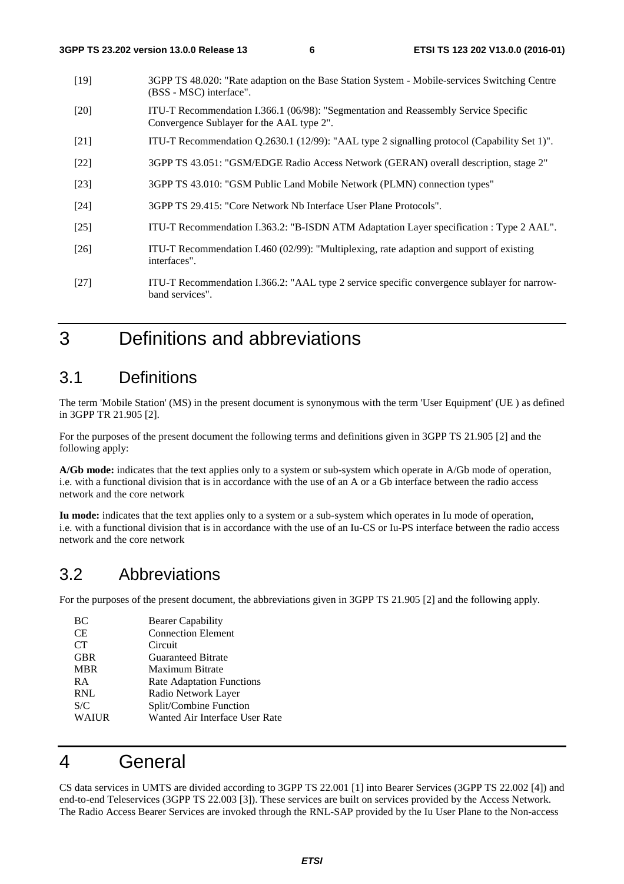[19] 3GPP TS 48.020: "Rate adaption on the Base Station System - Mobile-services Switching Centre (BSS - MSC) interface".

[20] ITU-T Recommendation I.366.1 (06/98): "Segmentation and Reassembly Service Specific Convergence Sublayer for the AAL type 2".

[21] ITU-T Recommendation Q.2630.1 (12/99): "AAL type 2 signalling protocol (Capability Set 1)".

[22] 3GPP TS 43.051: "GSM/EDGE Radio Access Network (GERAN) overall description, stage 2"

[23] 3GPP TS 43.010: "GSM Public Land Mobile Network (PLMN) connection types"

[24] 3GPP TS 29.415: "Core Network Nb Interface User Plane Protocols".

[25] ITU-T Recommendation I.363.2: "B-ISDN ATM Adaptation Layer specification : Type 2 AAL".

[26] ITU-T Recommendation I.460 (02/99): "Multiplexing, rate adaption and support of existing interfaces".

[27] ITU-T Recommendation I.366.2: "AAL type 2 service specific convergence sublayer for narrow-band services".

# 3 Definitions and abbreviations

## 3.1 Definitions

The term 'Mobile Station' (MS) in the present document is synonymous with the term 'User Equipment' (UE ) as defined in 3GPP TR 21.905 [2].

For the purposes of the present document the following terms and definitions given in 3GPP TS 21.905 [2] and the following apply:

**A/Gb mode:** indicates that the text applies only to a system or sub-system which operate in A/Gb mode of operation, i.e. with a functional division that is in accordance with the use of an A or a Gb interface between the radio access network and the core network

**Iu mode:** indicates that the text applies only to a system or a sub-system which operates in Iu mode of operation, i.e. with a functional division that is in accordance with the use of an Iu-CS or Iu-PS interface between the radio access network and the core network

## 3.2 Abbreviations

For the purposes of the present document, the abbreviations given in 3GPP TS 21.905 [2] and the following apply.

| | |
|---|---|
| BC | Bearer Capability |
| CE | Connection Element |
| CT | Circuit |
| GBR | Guaranteed Bitrate |
| MBR | Maximum Bitrate |
| RA | Rate Adaptation Functions |
| RNL | Radio Network Layer |
| S/C | Split/Combine Function |
| WAIUR | Wanted Air Interface User Rate |

# 4 General

CS data services in UMTS are divided according to 3GPP TS 22.001 [1] into Bearer Services (3GPP TS 22.002 [4]) and end-to-end Teleservices (3GPP TS 22.003 [3]). These services are built on services provided by the Access Network. The Radio Access Bearer Services are invoked through the RNL-SAP provided by the Iu User Plane to the Non-access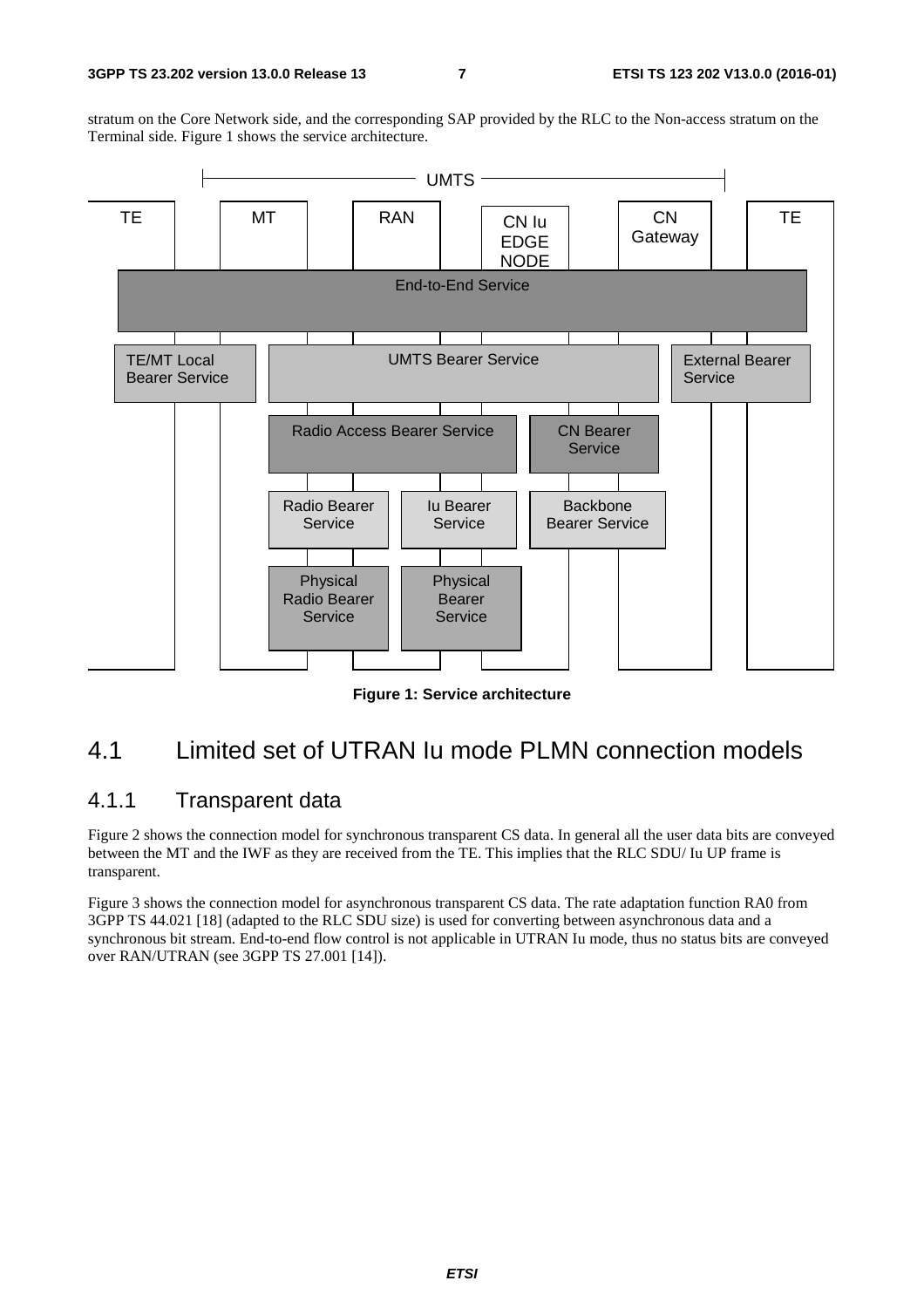stratum on the Core Network side, and the corresponding SAP provided by the RLC to the Non-access stratum on the Terminal side. Figure 1 shows the service architecture.

**Figure 1: Service architecture**

## 4.1 Limited set of UTRAN Iu mode PLMN connection models

### 4.1.1 Transparent data

Figure 2 shows the connection model for synchronous transparent CS data. In general all the user data bits are conveyed between the MT and the IWF as they are received from the TE. This implies that the RLC SDU/ Iu UP frame is transparent.

Figure 3 shows the connection model for asynchronous transparent CS data. The rate adaptation function RA0 from 3GPP TS 44.021 [18] (adapted to the RLC SDU size) is used for converting between asynchronous data and a synchronous bit stream. End-to-end flow control is not applicable in UTRAN Iu mode, thus no status bits are conveyed over RAN/UTRAN (see 3GPP TS 27.001 [14]).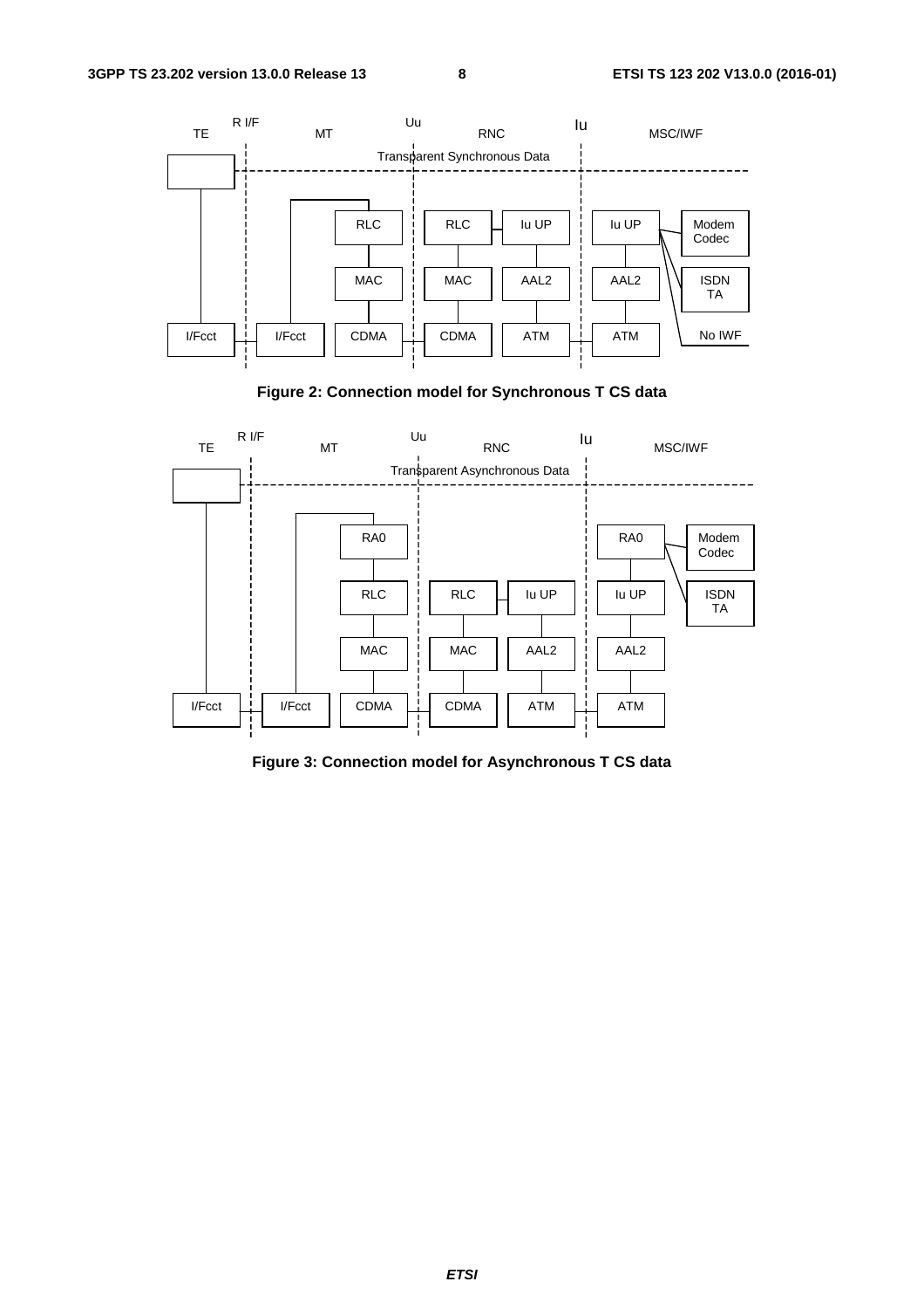Figure 2: Connection model for Synchronous T CS data

Figure 3: Connection model for Asynchronous T CS data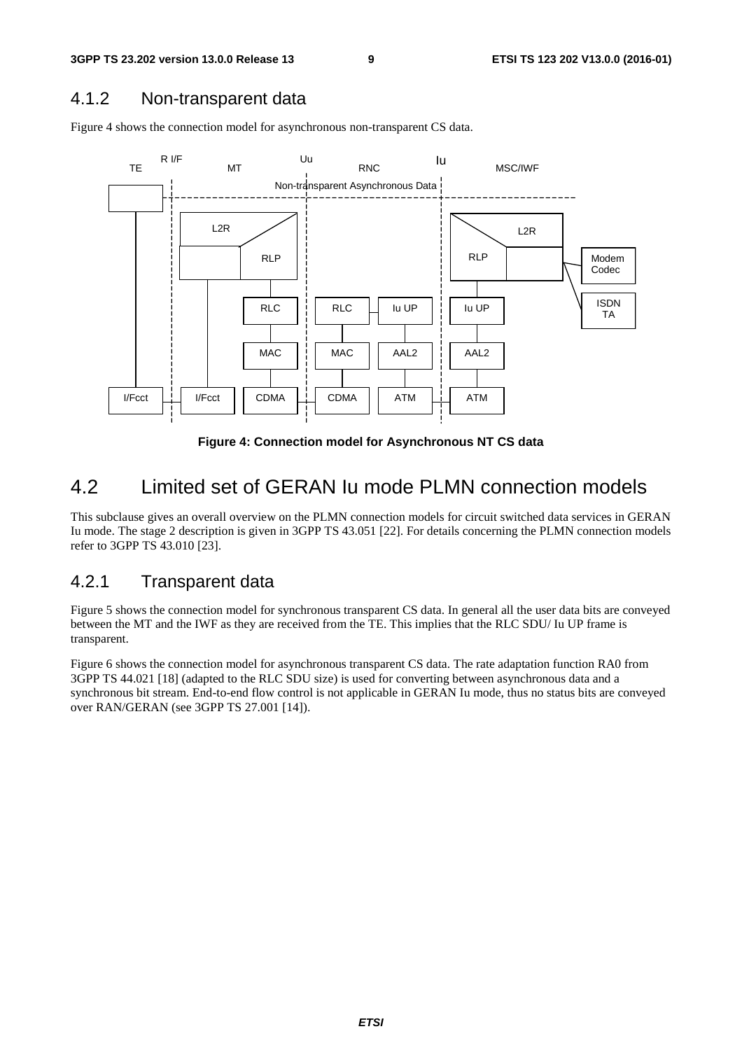### 4.1.2 Non-transparent data

Figure 4 shows the connection model for asynchronous non-transparent CS data.

**Figure 4: Connection model for Asynchronous NT CS data**

## 4.2 Limited set of GERAN Iu mode PLMN connection models

This subclause gives an overall overview on the PLMN connection models for circuit switched data services in GERAN Iu mode. The stage 2 description is given in 3GPP TS 43.051 [22]. For details concerning the PLMN connection models refer to 3GPP TS 43.010 [23].

### 4.2.1 Transparent data

Figure 5 shows the connection model for synchronous transparent CS data. In general all the user data bits are conveyed between the MT and the IWF as they are received from the TE. This implies that the RLC SDU/ Iu UP frame is transparent.

Figure 6 shows the connection model for asynchronous transparent CS data. The rate adaptation function RA0 from 3GPP TS 44.021 [18] (adapted to the RLC SDU size) is used for converting between asynchronous data and a synchronous bit stream. End-to-end flow control is not applicable in GERAN Iu mode, thus no status bits are conveyed over RAN/GERAN (see 3GPP TS 27.001 [14]).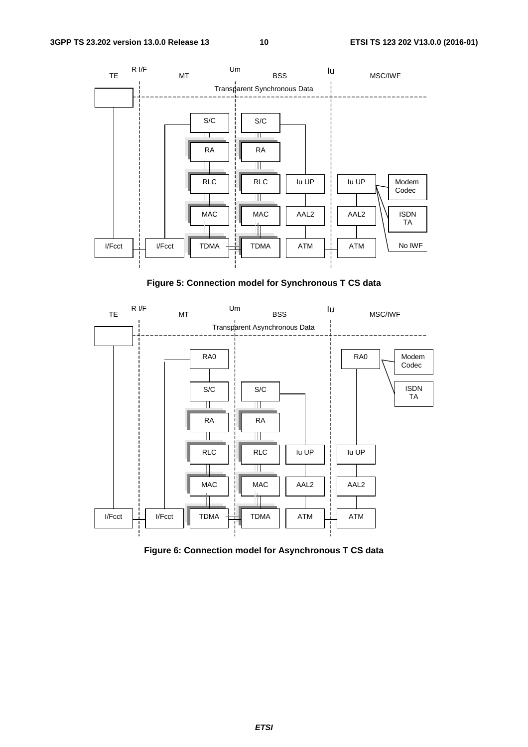Figure 5: Connection model for Synchronous T CS data

Figure 6: Connection model for Asynchronous T CS data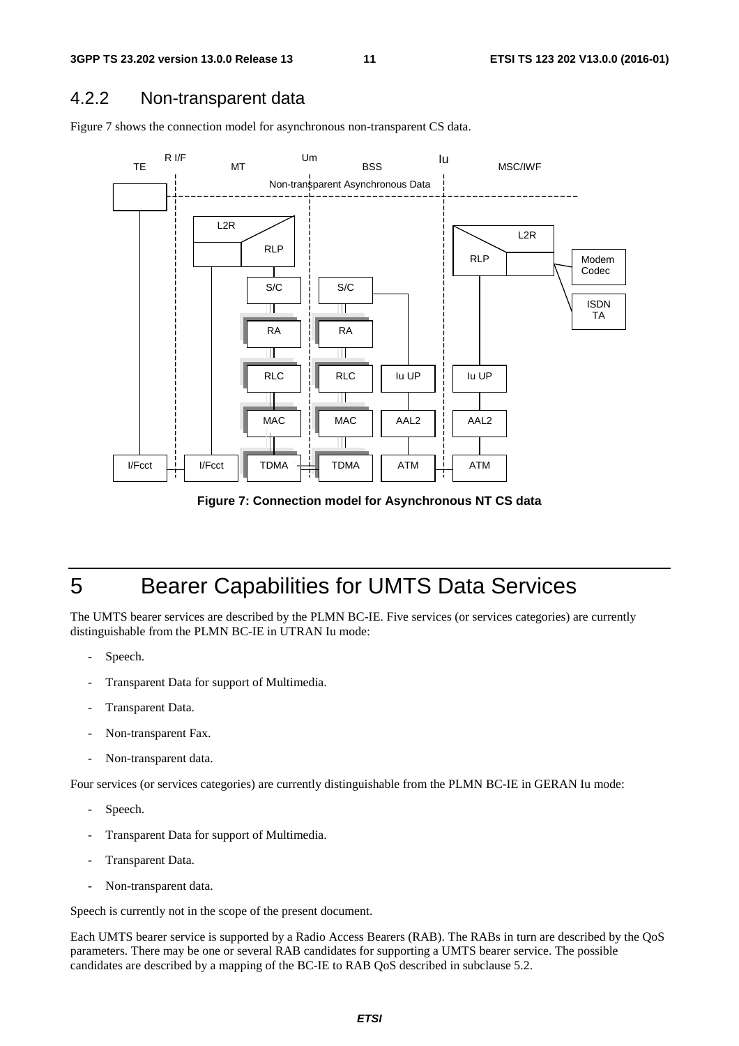### 4.2.2 Non-transparent data

Figure 7 shows the connection model for asynchronous non-transparent CS data.

**Figure 7: Connection model for Asynchronous NT CS data**

# 5 Bearer Capabilities for UMTS Data Services

The UMTS bearer services are described by the PLMN BC-IE. Five services (or services categories) are currently distinguishable from the PLMN BC-IE in UTRAN Iu mode:

- Speech.
- Transparent Data for support of Multimedia.
- Transparent Data.
- Non-transparent Fax.
- Non-transparent data.

Four services (or services categories) are currently distinguishable from the PLMN BC-IE in GERAN Iu mode:

- Speech.
- Transparent Data for support of Multimedia.
- Transparent Data.
- Non-transparent data.

Speech is currently not in the scope of the present document.

Each UMTS bearer service is supported by a Radio Access Bearers (RAB). The RABs in turn are described by the QoS parameters. There may be one or several RAB candidates for supporting a UMTS bearer service. The possible candidates are described by a mapping of the BC-IE to RAB QoS described in subclause 5.2.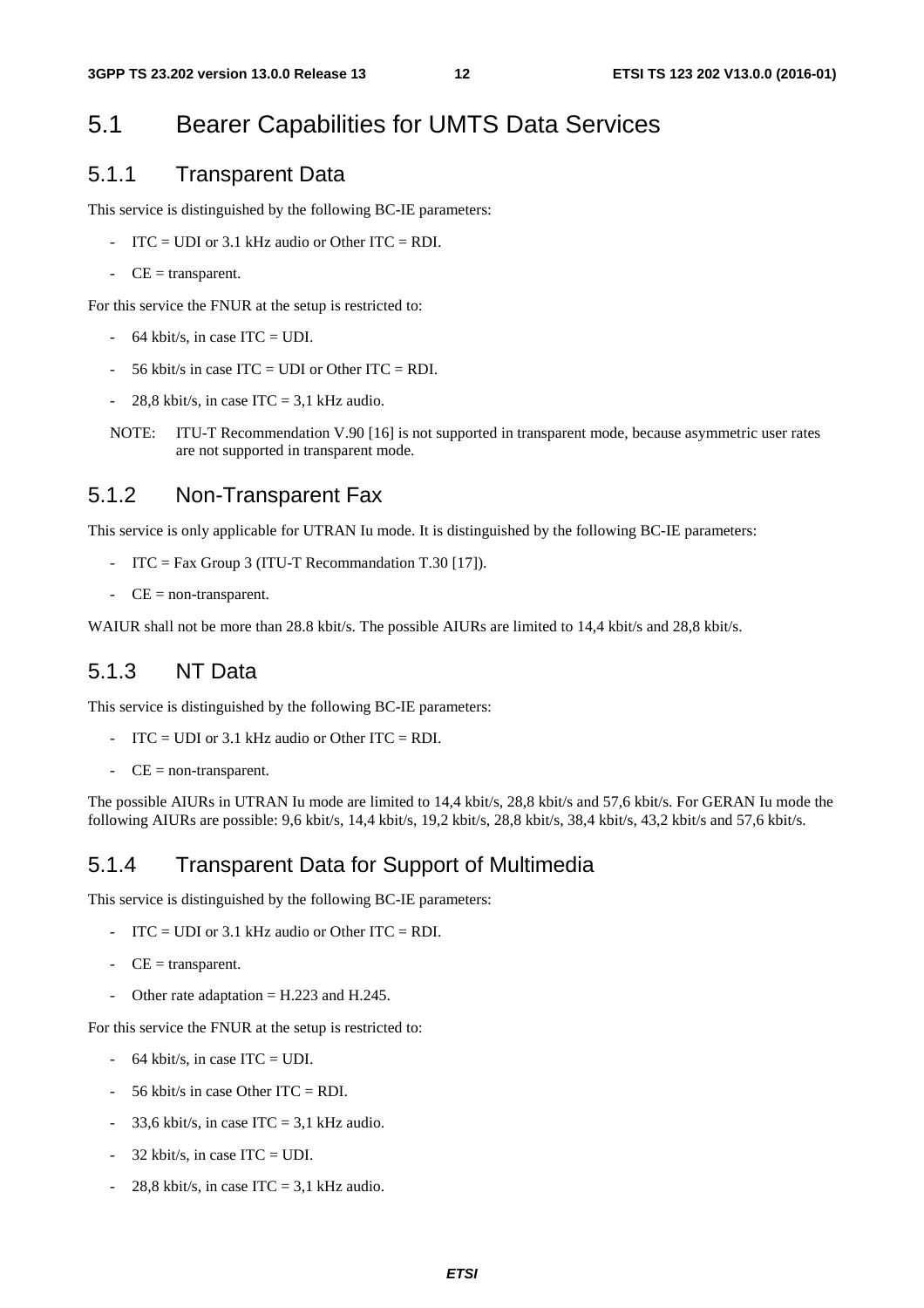## 5.1 Bearer Capabilities for UMTS Data Services

### 5.1.1 Transparent Data

This service is distinguished by the following BC-IE parameters:

- ITC = UDI or 3.1 kHz audio or Other ITC = RDI.
- CE = transparent.

For this service the FNUR at the setup is restricted to:

- 64 kbit/s, in case ITC = UDI.
- 56 kbit/s in case ITC = UDI or Other ITC = RDI.
- 28,8 kbit/s, in case ITC = 3,1 kHz audio.

NOTE: ITU-T Recommendation V.90 [16] is not supported in transparent mode, because asymmetric user rates are not supported in transparent mode.

### 5.1.2 Non-Transparent Fax

This service is only applicable for UTRAN Iu mode. It is distinguished by the following BC-IE parameters:

- ITC = Fax Group 3 (ITU-T Recommandation T.30 [17]).
- CE = non-transparent.

WAIUR shall not be more than 28.8 kbit/s. The possible AIURs are limited to 14,4 kbit/s and 28,8 kbit/s.

### 5.1.3 NT Data

This service is distinguished by the following BC-IE parameters:

- ITC = UDI or 3.1 kHz audio or Other ITC = RDI.
- CE = non-transparent.

The possible AIURs in UTRAN Iu mode are limited to 14,4 kbit/s, 28,8 kbit/s and 57,6 kbit/s. For GERAN Iu mode the following AIURs are possible: 9,6 kbit/s, 14,4 kbit/s, 19,2 kbit/s, 28,8 kbit/s, 38,4 kbit/s, 43,2 kbit/s and 57,6 kbit/s.

### 5.1.4 Transparent Data for Support of Multimedia

This service is distinguished by the following BC-IE parameters:

- ITC = UDI or 3.1 kHz audio or Other ITC = RDI.
- CE = transparent.
- Other rate adaptation = H.223 and H.245.

For this service the FNUR at the setup is restricted to:

- 64 kbit/s, in case ITC = UDI.
- 56 kbit/s in case Other ITC = RDI.
- 33,6 kbit/s, in case ITC = 3,1 kHz audio.
- 32 kbit/s, in case ITC = UDI.
- 28,8 kbit/s, in case ITC = 3,1 kHz audio.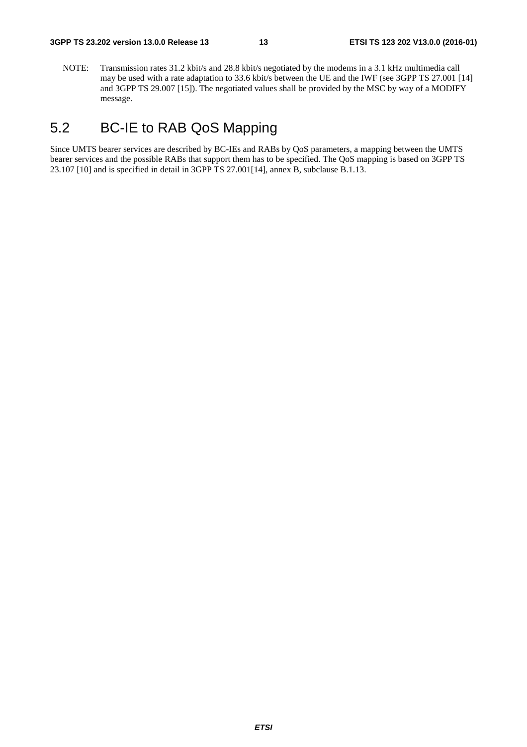NOTE: Transmission rates 31.2 kbit/s and 28.8 kbit/s negotiated by the modems in a 3.1 kHz multimedia call may be used with a rate adaptation to 33.6 kbit/s between the UE and the IWF (see 3GPP TS 27.001 [14] and 3GPP TS 29.007 [15]). The negotiated values shall be provided by the MSC by way of a MODIFY message.

## 5.2 BC-IE to RAB QoS Mapping

Since UMTS bearer services are described by BC-IEs and RABs by QoS parameters, a mapping between the UMTS bearer services and the possible RABs that support them has to be specified. The QoS mapping is based on 3GPP TS 23.107 [10] and is specified in detail in 3GPP TS 27.001[14], annex B, subclause B.1.13.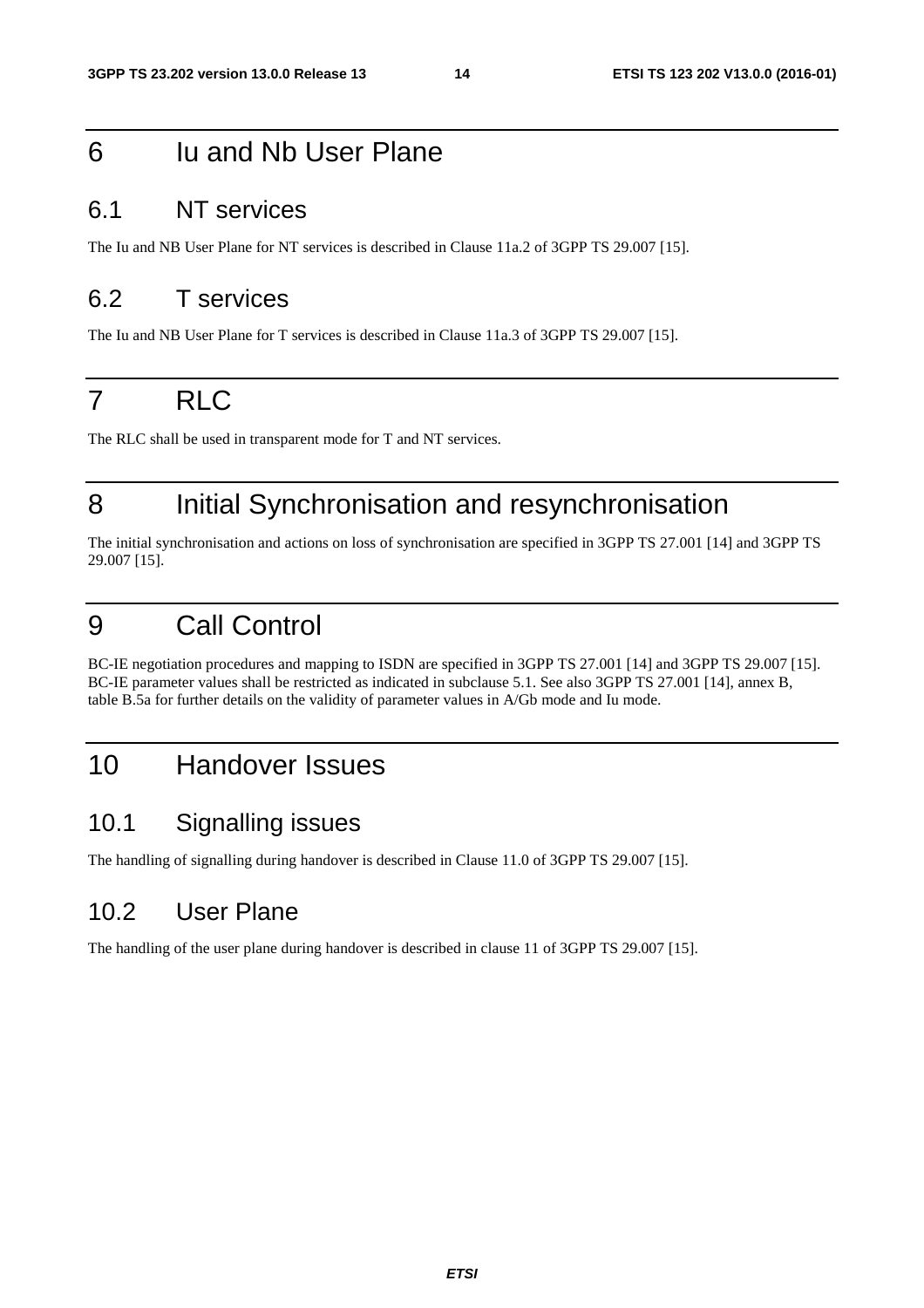# 6 Iu and Nb User Plane

## 6.1 NT services

The Iu and NB User Plane for NT services is described in Clause 11a.2 of 3GPP TS 29.007 [15].

## 6.2 T services

The Iu and NB User Plane for T services is described in Clause 11a.3 of 3GPP TS 29.007 [15].

# 7 RLC

The RLC shall be used in transparent mode for T and NT services.

# 8 Initial Synchronisation and resynchronisation

The initial synchronisation and actions on loss of synchronisation are specified in 3GPP TS 27.001 [14] and 3GPP TS 29.007 [15].

# 9 Call Control

BC-IE negotiation procedures and mapping to ISDN are specified in 3GPP TS 27.001 [14] and 3GPP TS 29.007 [15]. BC-IE parameter values shall be restricted as indicated in subclause 5.1. See also 3GPP TS 27.001 [14], annex B, table B.5a for further details on the validity of parameter values in A/Gb mode and Iu mode.

# 10 Handover Issues

## 10.1 Signalling issues

The handling of signalling during handover is described in Clause 11.0 of 3GPP TS 29.007 [15].

## 10.2 User Plane

The handling of the user plane during handover is described in clause 11 of 3GPP TS 29.007 [15].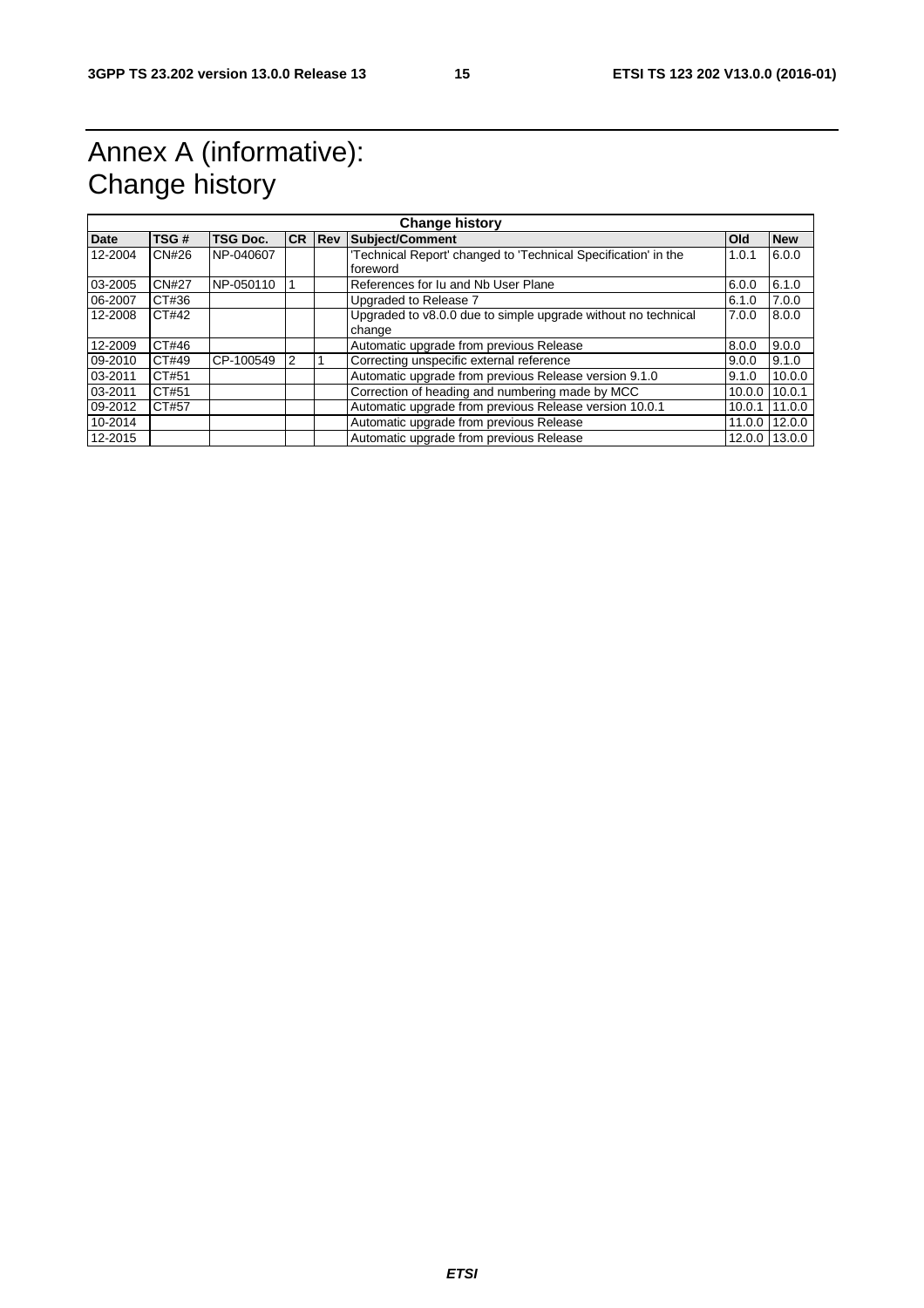# Annex A (informative): Change history

| Change history | | | | | | | |
|---|---|---|---|---|---|---|---|
| **Date** | **TSG #** | **TSG Doc.** | **CR** | **Rev** | **Subject/Comment** | **Old** | **New** |
| 12-2004 | CN#26 | NP-040607 | | | 'Technical Report' changed to 'Technical Specification' in the foreword | 1.0.1 | 6.0.0 |
| 03-2005 | CN#27 | NP-050110 | 1 | | References for Iu and Nb User Plane | 6.0.0 | 6.1.0 |
| 06-2007 | CT#36 | | | | Upgraded to Release 7 | 6.1.0 | 7.0.0 |
| 12-2008 | CT#42 | | | | Upgraded to v8.0.0 due to simple upgrade without no technical change | 7.0.0 | 8.0.0 |
| 12-2009 | CT#46 | | | | Automatic upgrade from previous Release | 8.0.0 | 9.0.0 |
| 09-2010 | CT#49 | CP-100549 | 2 | 1 | Correcting unspecific external reference | 9.0.0 | 9.1.0 |
| 03-2011 | CT#51 | | | | Automatic upgrade from previous Release version 9.1.0 | 9.1.0 | 10.0.0 |
| 03-2011 | CT#51 | | | | Correction of heading and numbering made by MCC | 10.0.0 | 10.0.1 |
| 09-2012 | CT#57 | | | | Automatic upgrade from previous Release version 10.0.1 | 10.0.1 | 11.0.0 |
| 10-2014 | | | | | Automatic upgrade from previous Release | 11.0.0 | 12.0.0 |
| 12-2015 | | | | | Automatic upgrade from previous Release | 12.0.0 | 13.0.0 |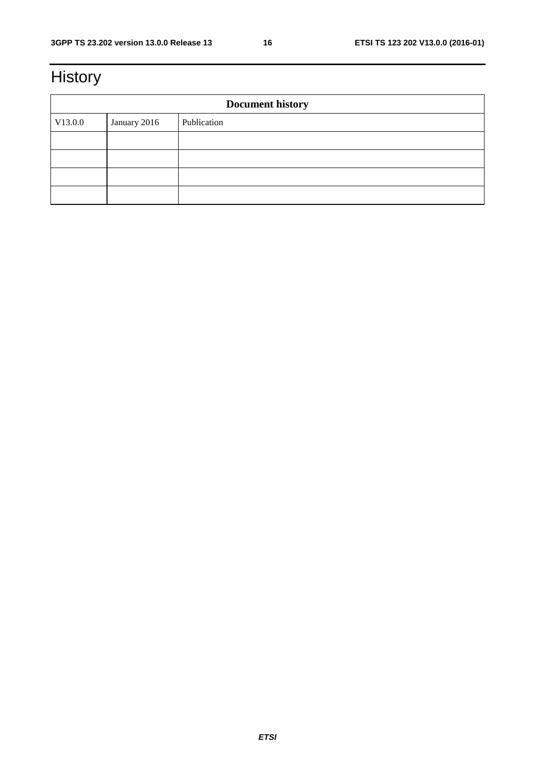# History

| Document history | | |
|---|---|---|
| V13.0.0 | January 2016 | Publication |
| | | |
| | | |
| | | |
| | | |